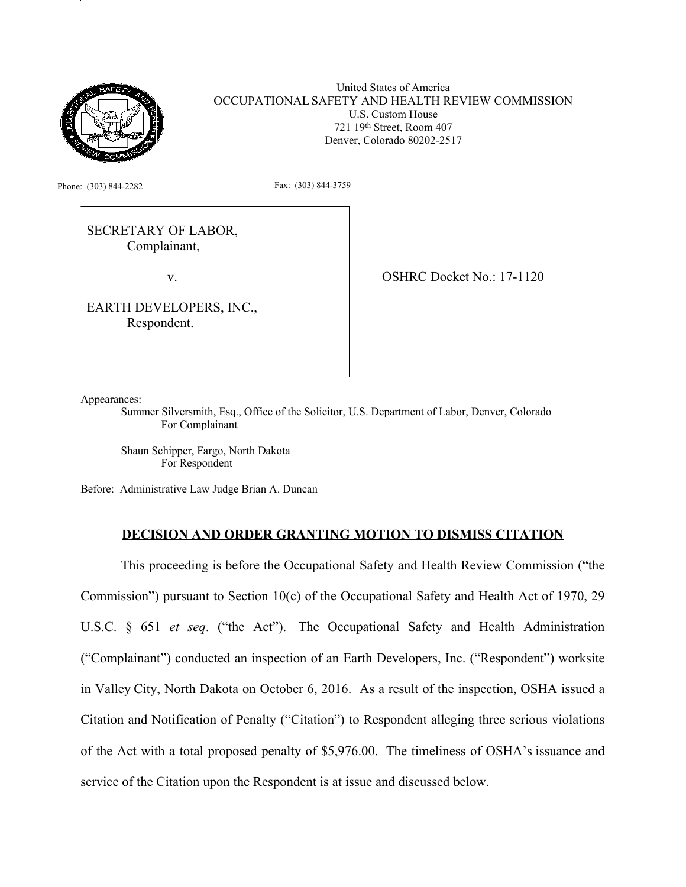United States of America
OCCUPATIONAL SAFETY AND HEALTH REVIEW COMMISSION
U.S. Custom House
721 19th Street, Room 407
Denver, Colorado 80202-2517

Phone: (303) 844-2282 Fax: (303) 844-3759

SECRETARY OF LABOR,
Complainant,

v.

EARTH DEVELOPERS, INC.,
Respondent.

OSHRC Docket No.: 17-1120

Appearances:

Summer Silversmith, Esq., Office of the Solicitor, U.S. Department of Labor, Denver, Colorado
For Complainant

Shaun Schipper, Fargo, North Dakota
For Respondent

Before: Administrative Law Judge Brian A. Duncan

## DECISION AND ORDER GRANTING MOTION TO DISMISS CITATION

This proceeding is before the Occupational Safety and Health Review Commission ("the Commission") pursuant to Section 10(c) of the Occupational Safety and Health Act of 1970, 29 U.S.C. § 651 *et seq*. ("the Act"). The Occupational Safety and Health Administration ("Complainant") conducted an inspection of an Earth Developers, Inc. ("Respondent") worksite in Valley City, North Dakota on October 6, 2016. As a result of the inspection, OSHA issued a Citation and Notification of Penalty ("Citation") to Respondent alleging three serious violations of the Act with a total proposed penalty of $5,976.00. The timeliness of OSHA's issuance and service of the Citation upon the Respondent is at issue and discussed below.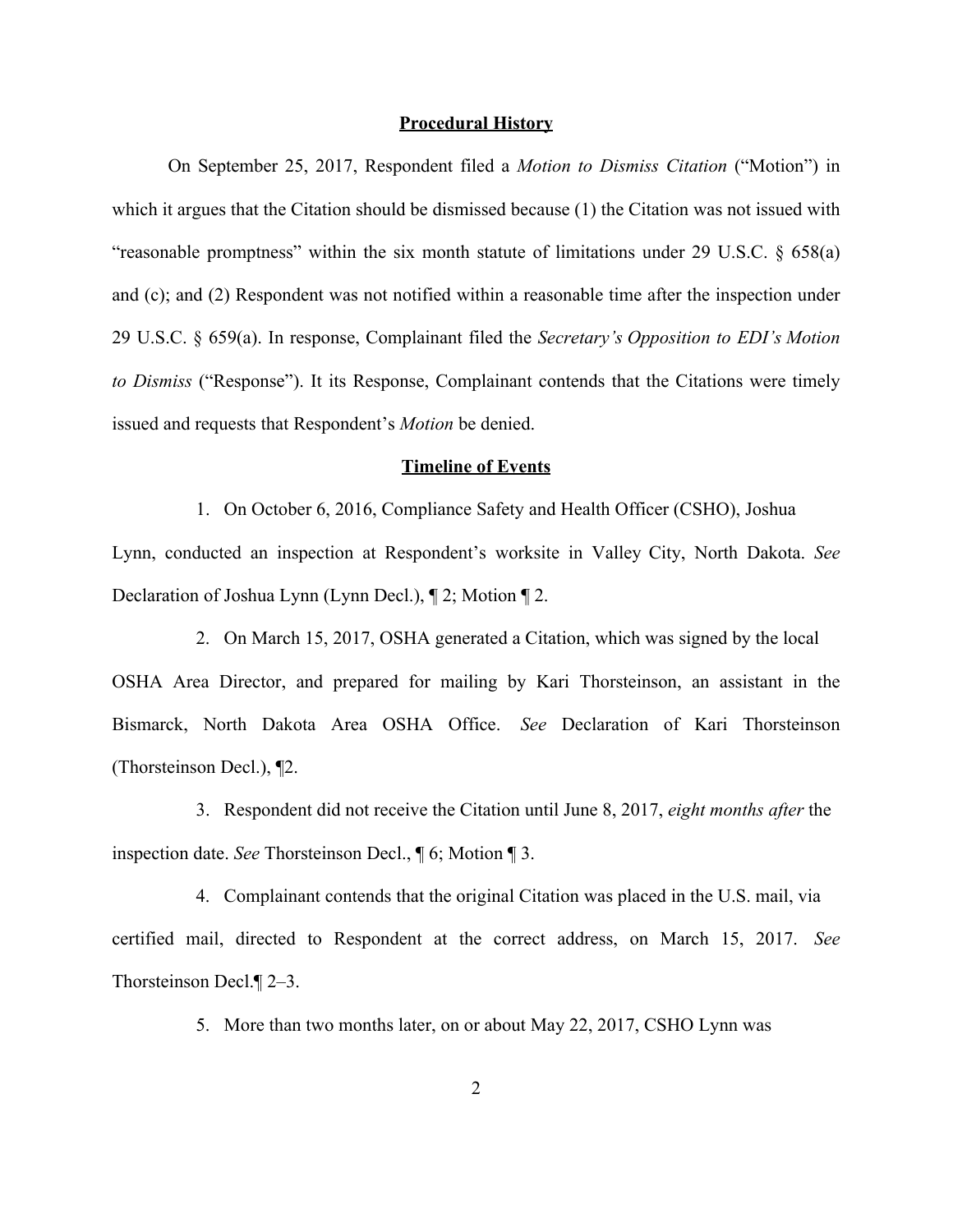## Procedural History

On September 25, 2017, Respondent filed a *Motion to Dismiss Citation* ("Motion") in which it argues that the Citation should be dismissed because (1) the Citation was not issued with "reasonable promptness" within the six month statute of limitations under 29 U.S.C. § 658(a) and (c); and (2) Respondent was not notified within a reasonable time after the inspection under 29 U.S.C. § 659(a). In response, Complainant filed the *Secretary's Opposition to EDI's Motion to Dismiss* ("Response"). It its Response, Complainant contends that the Citations were timely issued and requests that Respondent's *Motion* be denied.

## Timeline of Events

1. On October 6, 2016, Compliance Safety and Health Officer (CSHO), Joshua Lynn, conducted an inspection at Respondent's worksite in Valley City, North Dakota. *See* Declaration of Joshua Lynn (Lynn Decl.), ¶ 2; Motion ¶ 2.

2. On March 15, 2017, OSHA generated a Citation, which was signed by the local OSHA Area Director, and prepared for mailing by Kari Thorsteinson, an assistant in the Bismarck, North Dakota Area OSHA Office. *See* Declaration of Kari Thorsteinson (Thorsteinson Decl.), ¶2.

3. Respondent did not receive the Citation until June 8, 2017, *eight months after* the inspection date. *See* Thorsteinson Decl., ¶ 6; Motion ¶ 3.

4. Complainant contends that the original Citation was placed in the U.S. mail, via certified mail, directed to Respondent at the correct address, on March 15, 2017. *See* Thorsteinson Decl.¶ 2–3.

5. More than two months later, on or about May 22, 2017, CSHO Lynn was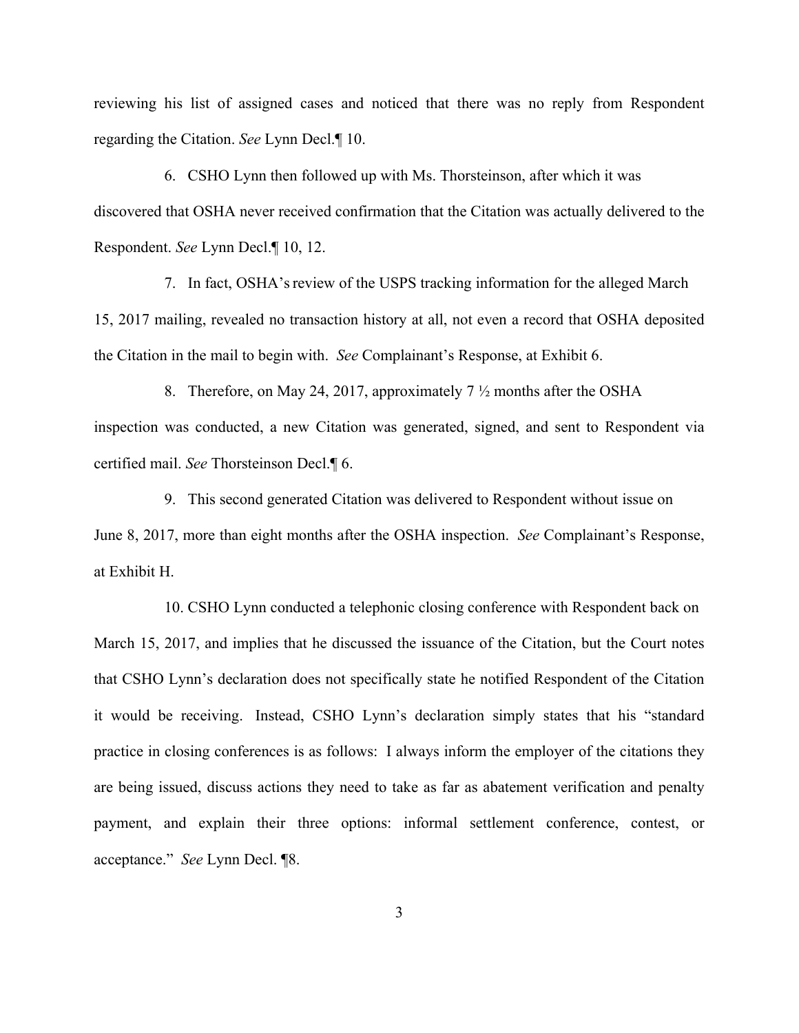reviewing his list of assigned cases and noticed that there was no reply from Respondent regarding the Citation. *See* Lynn Decl.¶ 10.

6. CSHO Lynn then followed up with Ms. Thorsteinson, after which it was discovered that OSHA never received confirmation that the Citation was actually delivered to the Respondent. *See* Lynn Decl.¶ 10, 12.

7. In fact, OSHA's review of the USPS tracking information for the alleged March 15, 2017 mailing, revealed no transaction history at all, not even a record that OSHA deposited the Citation in the mail to begin with. *See* Complainant's Response, at Exhibit 6.

8. Therefore, on May 24, 2017, approximately 7 ½ months after the OSHA inspection was conducted, a new Citation was generated, signed, and sent to Respondent via certified mail. *See* Thorsteinson Decl.¶ 6.

9. This second generated Citation was delivered to Respondent without issue on June 8, 2017, more than eight months after the OSHA inspection. *See* Complainant's Response, at Exhibit H.

10. CSHO Lynn conducted a telephonic closing conference with Respondent back on March 15, 2017, and implies that he discussed the issuance of the Citation, but the Court notes that CSHO Lynn's declaration does not specifically state he notified Respondent of the Citation it would be receiving. Instead, CSHO Lynn's declaration simply states that his "standard practice in closing conferences is as follows: I always inform the employer of the citations they are being issued, discuss actions they need to take as far as abatement verification and penalty payment, and explain their three options: informal settlement conference, contest, or acceptance." *See* Lynn Decl. ¶8.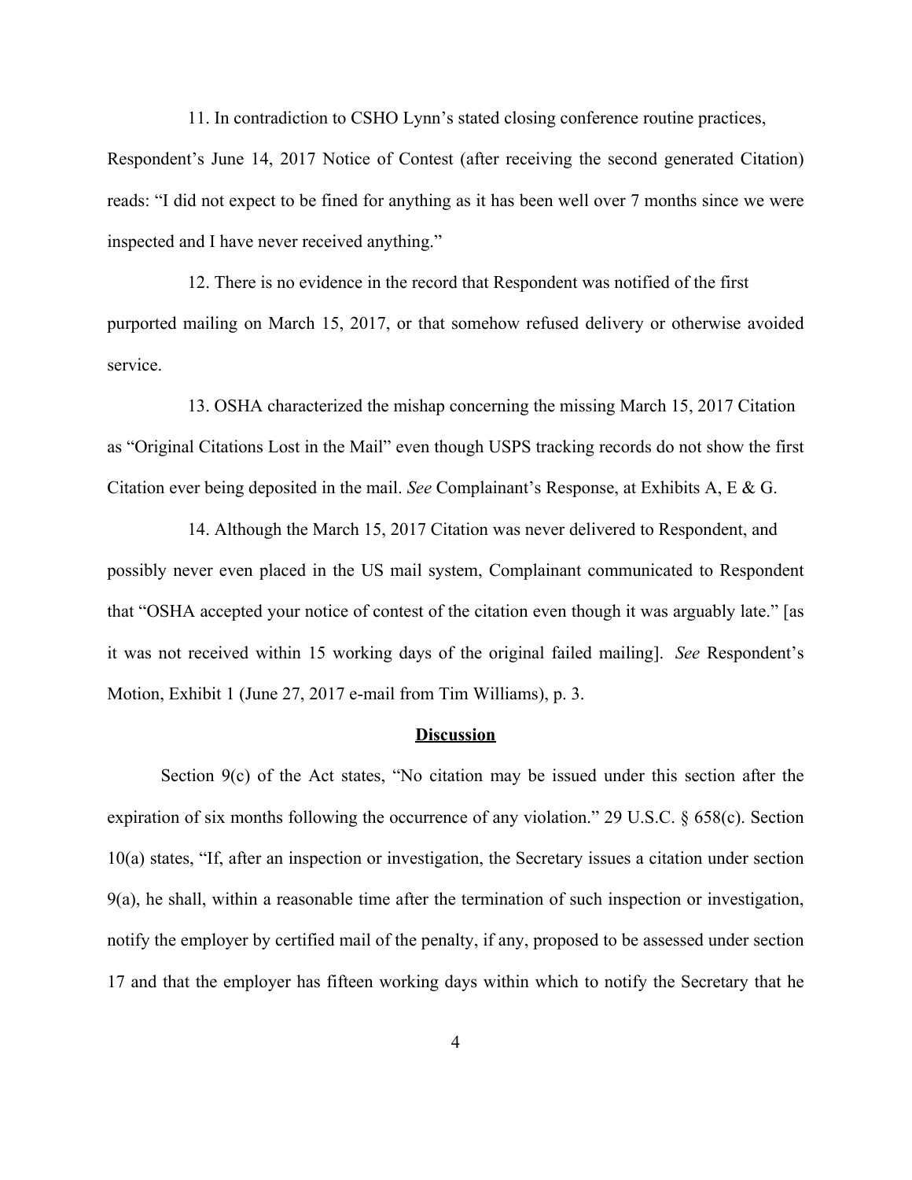11. In contradiction to CSHO Lynn's stated closing conference routine practices, Respondent's June 14, 2017 Notice of Contest (after receiving the second generated Citation) reads: "I did not expect to be fined for anything as it has been well over 7 months since we were inspected and I have never received anything."

12. There is no evidence in the record that Respondent was notified of the first purported mailing on March 15, 2017, or that somehow refused delivery or otherwise avoided service.

13. OSHA characterized the mishap concerning the missing March 15, 2017 Citation as "Original Citations Lost in the Mail" even though USPS tracking records do not show the first Citation ever being deposited in the mail. *See* Complainant's Response, at Exhibits A, E & G.

14. Although the March 15, 2017 Citation was never delivered to Respondent, and possibly never even placed in the US mail system, Complainant communicated to Respondent that "OSHA accepted your notice of contest of the citation even though it was arguably late." [as it was not received within 15 working days of the original failed mailing]. *See* Respondent's Motion, Exhibit 1 (June 27, 2017 e-mail from Tim Williams), p. 3.

## Discussion

Section 9(c) of the Act states, "No citation may be issued under this section after the expiration of six months following the occurrence of any violation." 29 U.S.C. § 658(c). Section 10(a) states, "If, after an inspection or investigation, the Secretary issues a citation under section 9(a), he shall, within a reasonable time after the termination of such inspection or investigation, notify the employer by certified mail of the penalty, if any, proposed to be assessed under section 17 and that the employer has fifteen working days within which to notify the Secretary that he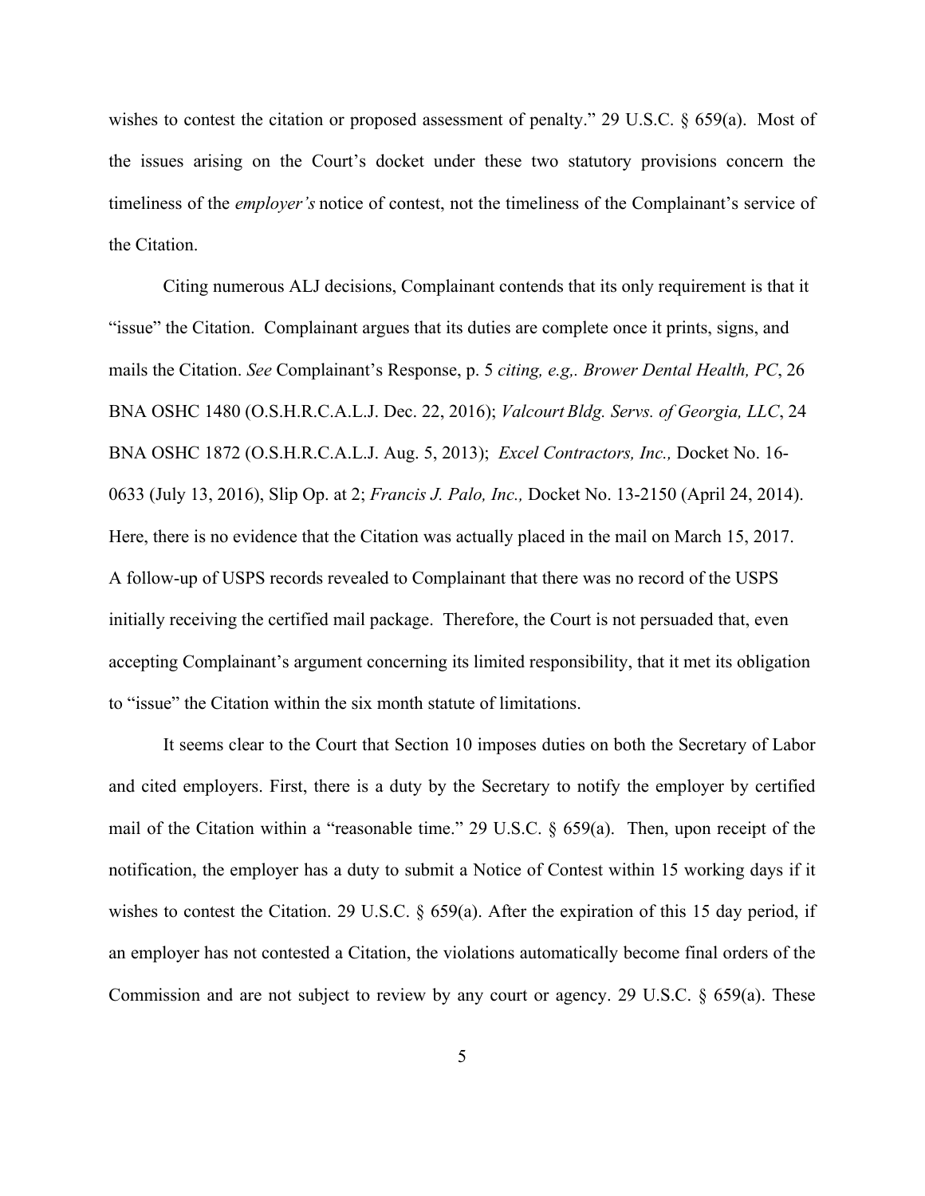wishes to contest the citation or proposed assessment of penalty." 29 U.S.C. § 659(a). Most of the issues arising on the Court's docket under these two statutory provisions concern the timeliness of the *employer's* notice of contest, not the timeliness of the Complainant's service of the Citation.

Citing numerous ALJ decisions, Complainant contends that its only requirement is that it "issue" the Citation. Complainant argues that its duties are complete once it prints, signs, and mails the Citation. *See* Complainant's Response, p. 5 *citing, e.g,. Brower Dental Health, PC*, 26 BNA OSHC 1480 (O.S.H.R.C.A.L.J. Dec. 22, 2016); *Valcourt Bldg. Servs. of Georgia, LLC*, 24 BNA OSHC 1872 (O.S.H.R.C.A.L.J. Aug. 5, 2013); *Excel Contractors, Inc.,* Docket No. 16-0633 (July 13, 2016), Slip Op. at 2; *Francis J. Palo, Inc.,* Docket No. 13-2150 (April 24, 2014). Here, there is no evidence that the Citation was actually placed in the mail on March 15, 2017. A follow-up of USPS records revealed to Complainant that there was no record of the USPS initially receiving the certified mail package. Therefore, the Court is not persuaded that, even accepting Complainant's argument concerning its limited responsibility, that it met its obligation to "issue" the Citation within the six month statute of limitations.

It seems clear to the Court that Section 10 imposes duties on both the Secretary of Labor and cited employers. First, there is a duty by the Secretary to notify the employer by certified mail of the Citation within a "reasonable time." 29 U.S.C. § 659(a). Then, upon receipt of the notification, the employer has a duty to submit a Notice of Contest within 15 working days if it wishes to contest the Citation. 29 U.S.C. § 659(a). After the expiration of this 15 day period, if an employer has not contested a Citation, the violations automatically become final orders of the Commission and are not subject to review by any court or agency. 29 U.S.C. § 659(a). These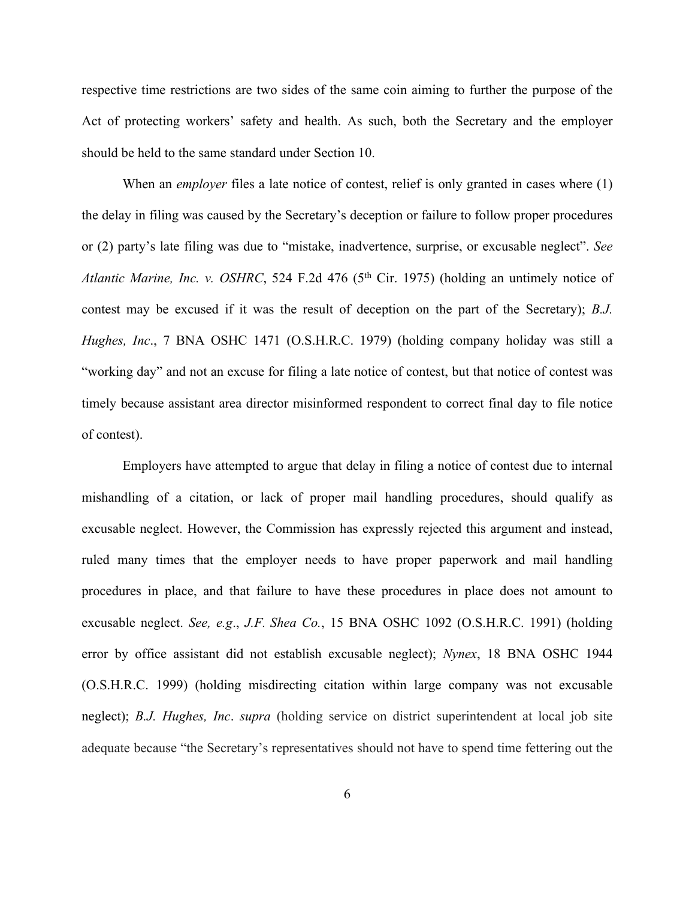respective time restrictions are two sides of the same coin aiming to further the purpose of the Act of protecting workers' safety and health. As such, both the Secretary and the employer should be held to the same standard under Section 10.

When an *employer* files a late notice of contest, relief is only granted in cases where (1) the delay in filing was caused by the Secretary's deception or failure to follow proper procedures or (2) party's late filing was due to "mistake, inadvertence, surprise, or excusable neglect". *See Atlantic Marine, Inc. v. OSHRC*, 524 F.2d 476 (5th Cir. 1975) (holding an untimely notice of contest may be excused if it was the result of deception on the part of the Secretary); *B.J. Hughes, Inc*., 7 BNA OSHC 1471 (O.S.H.R.C. 1979) (holding company holiday was still a "working day" and not an excuse for filing a late notice of contest, but that notice of contest was timely because assistant area director misinformed respondent to correct final day to file notice of contest).

Employers have attempted to argue that delay in filing a notice of contest due to internal mishandling of a citation, or lack of proper mail handling procedures, should qualify as excusable neglect. However, the Commission has expressly rejected this argument and instead, ruled many times that the employer needs to have proper paperwork and mail handling procedures in place, and that failure to have these procedures in place does not amount to excusable neglect. *See, e.g*., *J.F. Shea Co.*, 15 BNA OSHC 1092 (O.S.H.R.C. 1991) (holding error by office assistant did not establish excusable neglect); *Nynex*, 18 BNA OSHC 1944 (O.S.H.R.C. 1999) (holding misdirecting citation within large company was not excusable neglect); *B.J. Hughes, Inc*. *supra* (holding service on district superintendent at local job site adequate because "the Secretary's representatives should not have to spend time fettering out the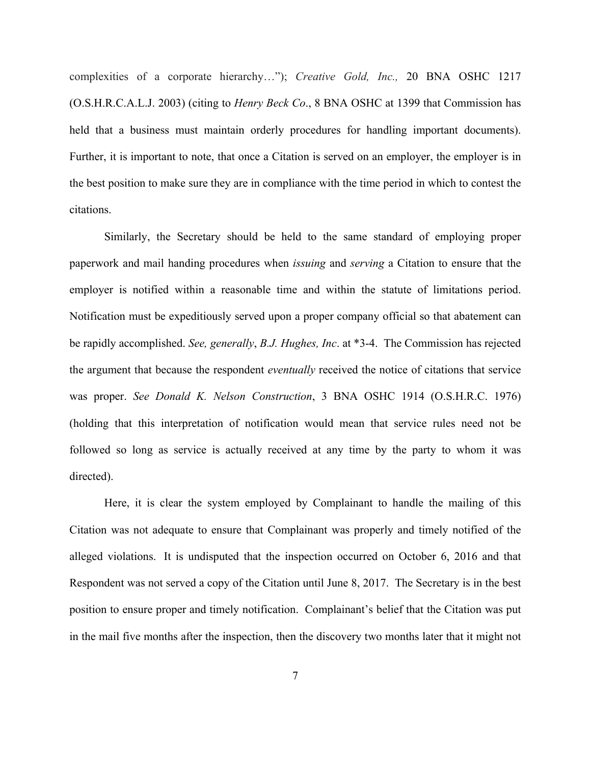complexities of a corporate hierarchy…"); *Creative Gold, Inc.,* 20 BNA OSHC 1217 (O.S.H.R.C.A.L.J. 2003) (citing to *Henry Beck Co*., 8 BNA OSHC at 1399 that Commission has held that a business must maintain orderly procedures for handling important documents). Further, it is important to note, that once a Citation is served on an employer, the employer is in the best position to make sure they are in compliance with the time period in which to contest the citations.

Similarly, the Secretary should be held to the same standard of employing proper paperwork and mail handing procedures when *issuing* and *serving* a Citation to ensure that the employer is notified within a reasonable time and within the statute of limitations period. Notification must be expeditiously served upon a proper company official so that abatement can be rapidly accomplished. *See, generally*, *B.J. Hughes, Inc*. at *3-4. The Commission has rejected the argument that because the respondent *eventually* received the notice of citations that service was proper. *See Donald K. Nelson Construction*, 3 BNA OSHC 1914 (O.S.H.R.C. 1976) (holding that this interpretation of notification would mean that service rules need not be followed so long as service is actually received at any time by the party to whom it was directed).

Here, it is clear the system employed by Complainant to handle the mailing of this Citation was not adequate to ensure that Complainant was properly and timely notified of the alleged violations. It is undisputed that the inspection occurred on October 6, 2016 and that Respondent was not served a copy of the Citation until June 8, 2017. The Secretary is in the best position to ensure proper and timely notification. Complainant's belief that the Citation was put in the mail five months after the inspection, then the discovery two months later that it might not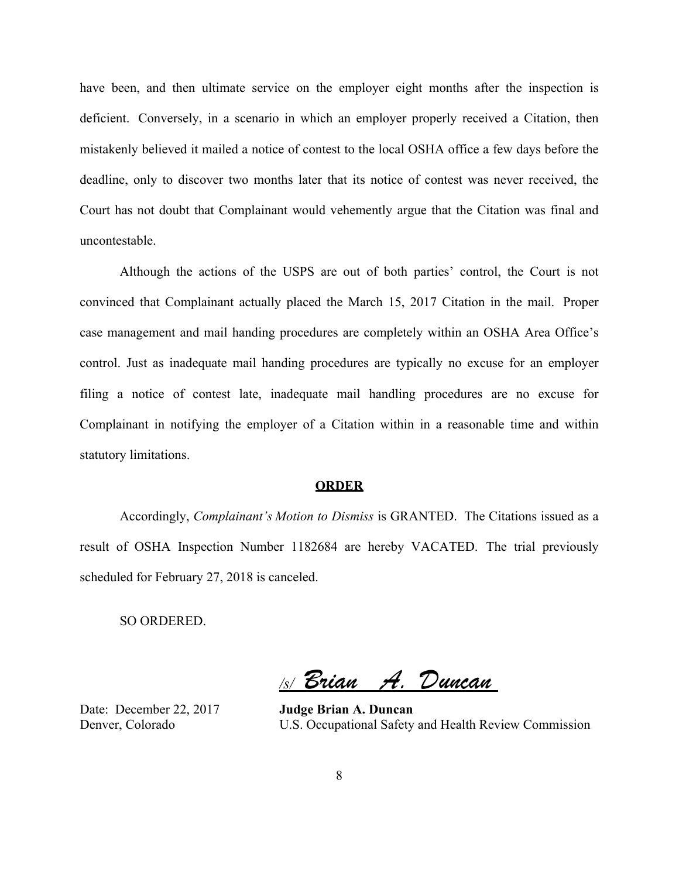have been, and then ultimate service on the employer eight months after the inspection is deficient. Conversely, in a scenario in which an employer properly received a Citation, then mistakenly believed it mailed a notice of contest to the local OSHA office a few days before the deadline, only to discover two months later that its notice of contest was never received, the Court has not doubt that Complainant would vehemently argue that the Citation was final and uncontestable.

Although the actions of the USPS are out of both parties' control, the Court is not convinced that Complainant actually placed the March 15, 2017 Citation in the mail. Proper case management and mail handing procedures are completely within an OSHA Area Office's control. Just as inadequate mail handing procedures are typically no excuse for an employer filing a notice of contest late, inadequate mail handling procedures are no excuse for Complainant in notifying the employer of a Citation within in a reasonable time and within statutory limitations.

**ORDER**

Accordingly, *Complainant's Motion to Dismiss* is GRANTED. The Citations issued as a result of OSHA Inspection Number 1182684 are hereby VACATED. The trial previously scheduled for February 27, 2018 is canceled.

SO ORDERED.

/s/ *Brian A. Duncan*

Date: December 22, 2017
Denver, Colorado

**Judge Brian A. Duncan**
U.S. Occupational Safety and Health Review Commission